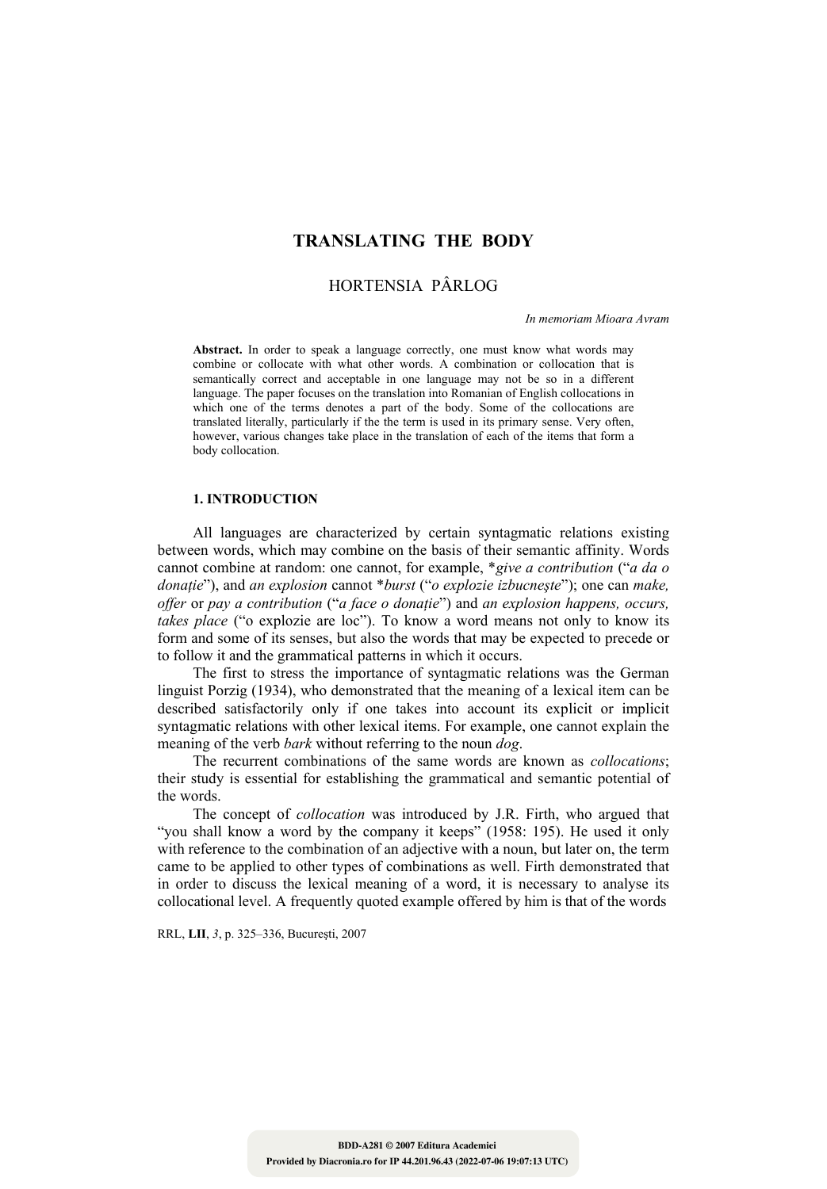# TRANSLATING THE BODY

HORTENSIA PÂRLOG

*In memoriam Mioara Avram*

**Abstract.** In order to speak a language correctly, one must know what words may combine or collocate with what other words. A combination or collocation that is semantically correct and acceptable in one language may not be so in a different language. The paper focuses on the translation into Romanian of English collocations in which one of the terms denotes a part of the body. Some of the collocations are translated literally, particularly if the the term is used in its primary sense. Very often, however, various changes take place in the translation of each of the items that form a body collocation.

## 1. INTRODUCTION

All languages are characterized by certain syntagmatic relations existing between words, which may combine on the basis of their semantic affinity. Words cannot combine at random: one cannot, for example, *\*give a contribution* ("*a da o donație*"), and *an explosion* cannot *\*burst* ("*o explozie izbucnește*"); one can *make, offer* or *pay a contribution* ("*a face o donație*") and *an explosion happens, occurs, takes place* ("o explozie are loc"). To know a word means not only to know its form and some of its senses, but also the words that may be expected to precede or to follow it and the grammatical patterns in which it occurs.

The first to stress the importance of syntagmatic relations was the German linguist Porzig (1934), who demonstrated that the meaning of a lexical item can be described satisfactorily only if one takes into account its explicit or implicit syntagmatic relations with other lexical items. For example, one cannot explain the meaning of the verb *bark* without referring to the noun *dog*.

The recurrent combinations of the same words are known as *collocations*; their study is essential for establishing the grammatical and semantic potential of the words.

The concept of *collocation* was introduced by J.R. Firth, who argued that "you shall know a word by the company it keeps" (1958: 195). He used it only with reference to the combination of an adjective with a noun, but later on, the term came to be applied to other types of combinations as well. Firth demonstrated that in order to discuss the lexical meaning of a word, it is necessary to analyse its collocational level. A frequently quoted example offered by him is that of the words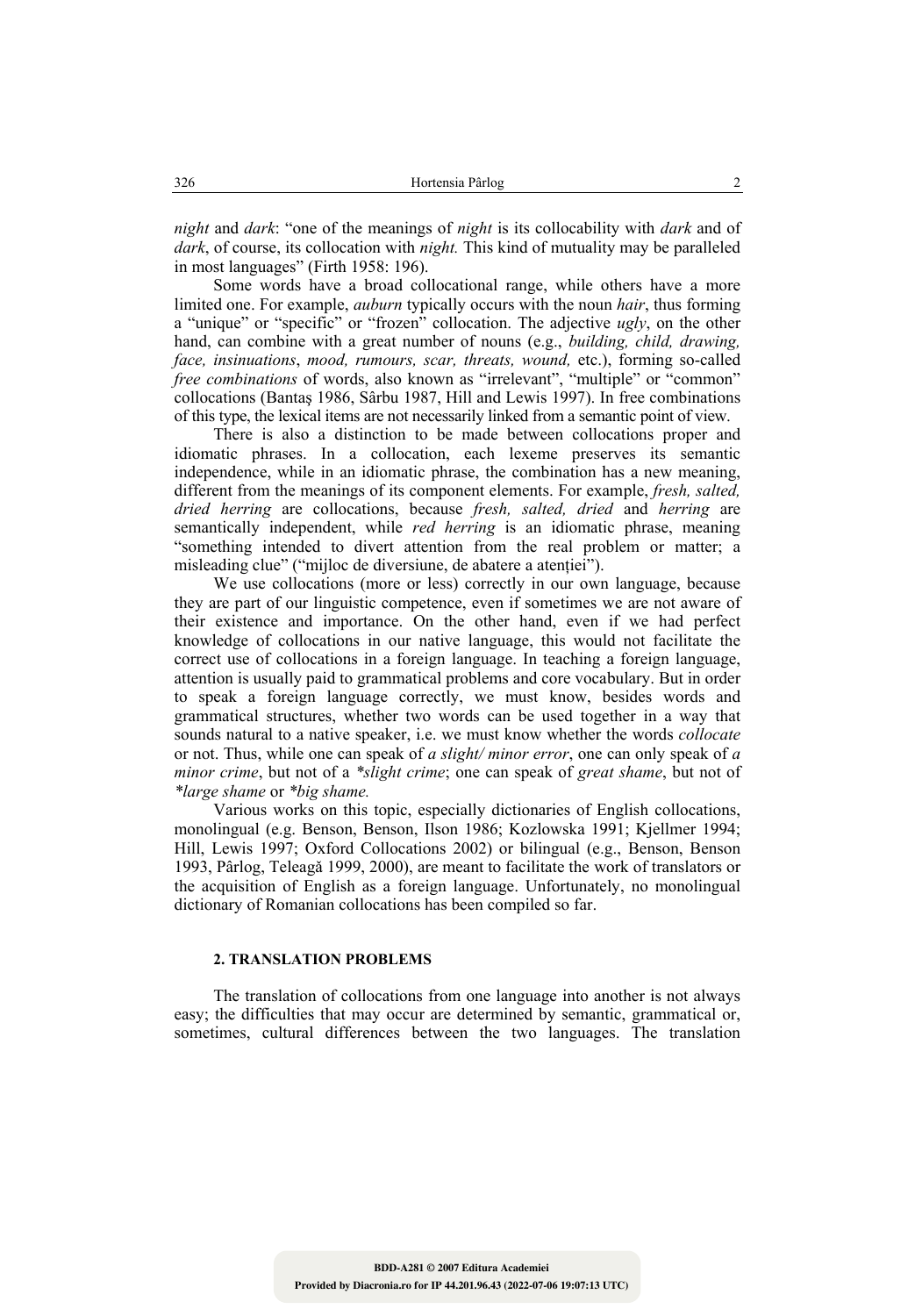*night* and *dark*: "one of the meanings of *night* is its collocability with *dark* and of *dark*, of course, its collocation with *night.* This kind of mutuality may be paralleled in most languages" (Firth 1958: 196).

Some words have a broad collocational range, while others have a more limited one. For example, *auburn* typically occurs with the noun *hair*, thus forming a "unique" or "specific" or "frozen" collocation. The adjective *ugly*, on the other hand, can combine with a great number of nouns (e.g., *building, child, drawing, face, insinuations*, *mood, rumours, scar, threats, wound,* etc.), forming so-called *free combinations* of words, also known as "irrelevant", "multiple" or "common" collocations (Bantaş 1986, Sârbu 1987, Hill and Lewis 1997). In free combinations of this type, the lexical items are not necessarily linked from a semantic point of view.

There is also a distinction to be made between collocations proper and idiomatic phrases. In a collocation, each lexeme preserves its semantic independence, while in an idiomatic phrase, the combination has a new meaning, different from the meanings of its component elements. For example, *fresh, salted, dried herring* are collocations, because *fresh, salted, dried* and *herring* are semantically independent, while *red herring* is an idiomatic phrase, meaning "something intended to divert attention from the real problem or matter; a misleading clue" ("mijloc de diversiune, de abatere a atenției").

We use collocations (more or less) correctly in our own language, because they are part of our linguistic competence, even if sometimes we are not aware of their existence and importance. On the other hand, even if we had perfect knowledge of collocations in our native language, this would not facilitate the correct use of collocations in a foreign language. In teaching a foreign language, attention is usually paid to grammatical problems and core vocabulary. But in order to speak a foreign language correctly, we must know, besides words and grammatical structures, whether two words can be used together in a way that sounds natural to a native speaker, i.e. we must know whether the words *collocate* or not. Thus, while one can speak of *a slight/ minor error*, one can only speak of *a minor crime*, but not of a *\*slight crime*; one can speak of *great shame*, but not of *\*large shame* or *\*big shame.*

Various works on this topic, especially dictionaries of English collocations, monolingual (e.g. Benson, Benson, Ilson 1986; Kozlowska 1991; Kjellmer 1994; Hill, Lewis 1997; Oxford Collocations 2002) or bilingual (e.g., Benson, Benson 1993, Pârlog, Teleagă 1999, 2000), are meant to facilitate the work of translators or the acquisition of English as a foreign language. Unfortunately, no monolingual dictionary of Romanian collocations has been compiled so far.

## 2. TRANSLATION PROBLEMS

The translation of collocations from one language into another is not always easy; the difficulties that may occur are determined by semantic, grammatical or, sometimes, cultural differences between the two languages. The translation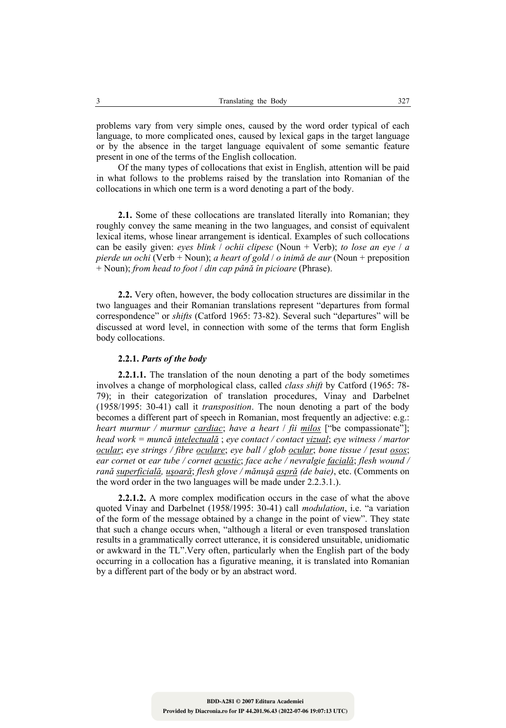problems vary from very simple ones, caused by the word order typical of each language, to more complicated ones, caused by lexical gaps in the target language or by the absence in the target language equivalent of some semantic feature present in one of the terms of the English collocation.

Of the many types of collocations that exist in English, attention will be paid in what follows to the problems raised by the translation into Romanian of the collocations in which one term is a word denoting a part of the body.

**2.1.** Some of these collocations are translated literally into Romanian; they roughly convey the same meaning in the two languages, and consist of equivalent lexical items, whose linear arrangement is identical. Examples of such collocations can be easily given: *eyes blink* / *ochii clipesc* (Noun + Verb); *to lose an eye* / *a pierde un ochi* (Verb + Noun); *a heart of gold* / *o inimă de aur* (Noun + preposition + Noun); *from head to foot* / *din cap până în picioare* (Phrase).

**2.2.** Very often, however, the body collocation structures are dissimilar in the two languages and their Romanian translations represent "departures from formal correspondence" or *shifts* (Catford 1965: 73-82). Several such "departures" will be discussed at word level, in connection with some of the terms that form English body collocations.

**2.2.1.** ***Parts of the body***

**2.2.1.1.** The translation of the noun denoting a part of the body sometimes involves a change of morphological class, called *class shift* by Catford (1965: 78-79); in their categorization of translation procedures, Vinay and Darbelnet (1958/1995: 30-41) call it *transposition*. The noun denoting a part of the body becomes a different part of speech in Romanian, most frequently an adjective: e.g.: *heart murmur / murmur <u>cardiac</u>*; *have a heart* / *fii <u>milos</u>* ["be compassionate"]; *head work = muncă <u>intelectuală</u>* ; *eye contact / contact <u>vizual</u>*; *eye witness / martor <u>ocular</u>*; *eye strings / fibre <u>oculare</u>*; *eye ball / glob <u>ocular</u>*; *bone tissue / țesut <u>osos</u>*; *ear cornet* or *ear tube / cornet <u>acustic</u>*; *face ache / nevralgie <u>facială</u>*; *flesh wound / rană <u>superficială</u>, <u>ușoară</u>*; *flesh glove / mănușă <u>aspră</u> (de baie)*, etc. (Comments on the word order in the two languages will be made under 2.2.3.1.).

**2.2.1.2.** A more complex modification occurs in the case of what the above quoted Vinay and Darbelnet (1958/1995: 30-41) call *modulation*, i.e. "a variation of the form of the message obtained by a change in the point of view". They state that such a change occurs when, "although a literal or even transposed translation results in a grammatically correct utterance, it is considered unsuitable, unidiomatic or awkward in the TL".Very often, particularly when the English part of the body occurring in a collocation has a figurative meaning, it is translated into Romanian by a different part of the body or by an abstract word.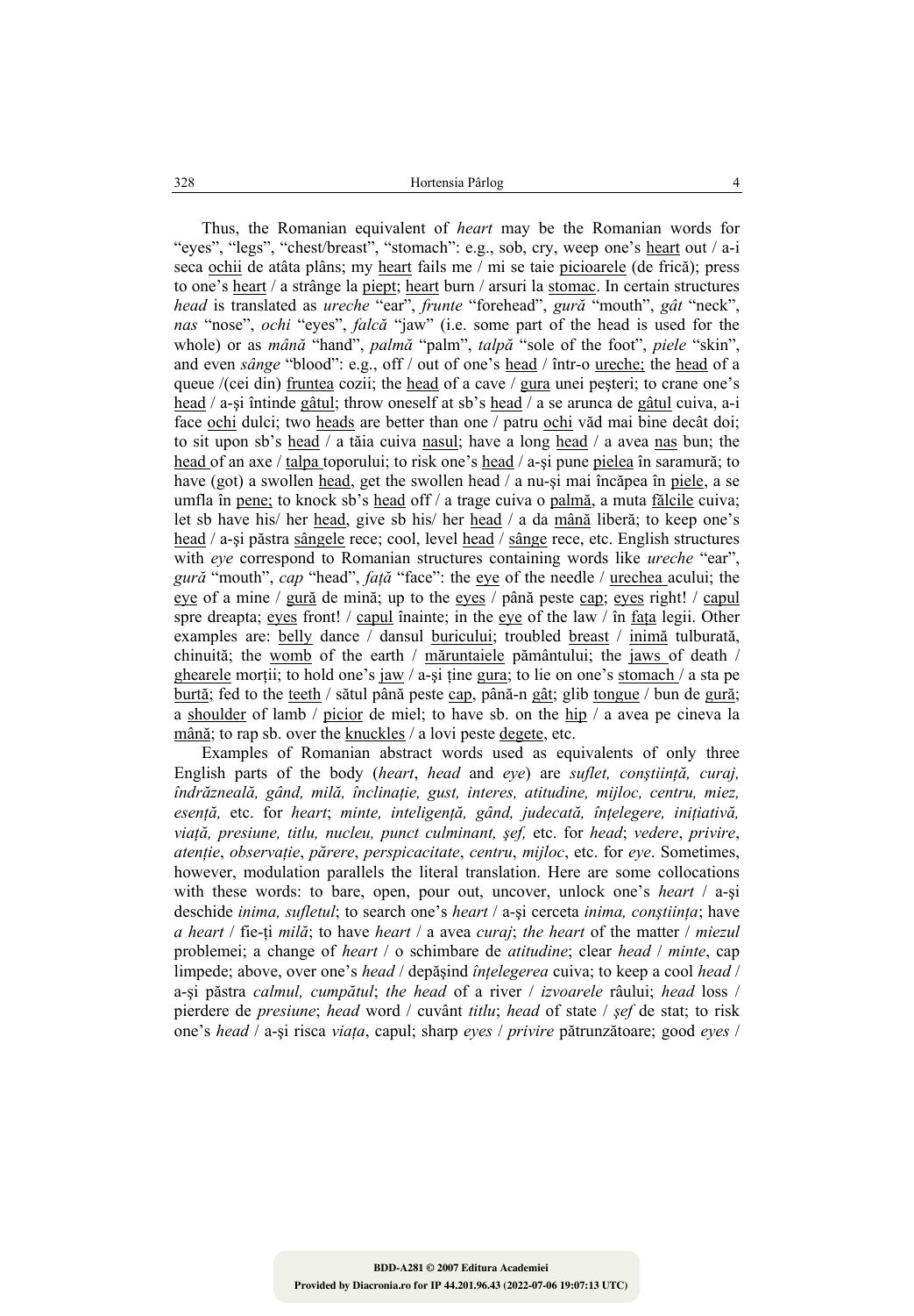Thus, the Romanian equivalent of *heart* may be the Romanian words for "eyes", "legs", "chest/breast", "stomach": e.g., sob, cry, weep one's heart out / a-i seca ochii de atâta plâns; my heart fails me / mi se taie picioarele (de frică); press to one's heart / a strânge la piept; heart burn / arsuri la stomac. In certain structures *head* is translated as *ureche* "ear", *frunte* "forehead", *gură* "mouth", *gât* "neck", *nas* "nose", *ochi* "eyes", *falcă* "jaw" (i.e. some part of the head is used for the whole) or as *mână* "hand", *palmă* "palm", *talpă* "sole of the foot", *piele* "skin", and even *sânge* "blood": e.g., off / out of one's head / într-o ureche; the head of a queue /(cei din) fruntea cozii; the head of a cave / gura unei peşteri; to crane one's head / a-şi întinde gâtul; throw oneself at sb's head / a se arunca de gâtul cuiva, a-i face ochi dulci; two heads are better than one / patru ochi văd mai bine decât doi; to sit upon sb's head / a tăia cuiva nasul; have a long head / a avea nas bun; the head of an axe / talpa toporului; to risk one's head / a-şi pune pielea în saramură; to have (got) a swollen head, get the swollen head / a nu-şi mai încăpea în piele, a se umfla în pene; to knock sb's head off / a trage cuiva o palmă, a muta fălcile cuiva; let sb have his/ her head, give sb his/ her head / a da mână liberă; to keep one's head / a-şi păstra sângele rece; cool, level head / sânge rece, etc. English structures with *eye* correspond to Romanian structures containing words like *ureche* "ear", *gură* "mouth", *cap* "head", *faţă* "face": the eye of the needle / urechea acului; the eye of a mine / gură de mină; up to the eyes / până peste cap; eyes right! / capul spre dreapta; eyes front! / capul înainte; in the eye of the law / în faţa legii. Other examples are: belly dance / dansul buricului; troubled breast / inimă tulburată, chinuită; the womb of the earth / măruntaiele pământului; the jaws of death / ghearele morţii; to hold one's jaw / a-şi ţine gura; to lie on one's stomach / a sta pe burtă; fed to the teeth / sătul până peste cap, până-n gât; glib tongue / bun de gură; a shoulder of lamb / picior de miel; to have sb. on the hip / a avea pe cineva la mână; to rap sb. over the knuckles / a lovi peste degete, etc.

Examples of Romanian abstract words used as equivalents of only three English parts of the body (*heart*, *head* and *eye*) are *suflet, conştiinţă, curaj, îndrăzneală, gând, milă, înclinaţie, gust, interes, atitudine, mijloc, centru, miez, esenţă,* etc. for *heart*; *minte, inteligenţă, gând, judecată, înţelegere, iniţiativă, viaţă, presiune, titlu, nucleu, punct culminant, şef,* etc. for *head*; *vedere*, *privire*, *atenţie*, *observaţie*, *părere*, *perspicacitate*, *centru*, *mijloc*, etc. for *eye*. Sometimes, however, modulation parallels the literal translation. Here are some collocations with these words: to bare, open, pour out, uncover, unlock one's *heart* / a-şi deschide *inima, sufletul*; to search one's *heart* / a-şi cerceta *inima, conştiinţa*; have *a heart* / fie-ţi *milă*; to have *heart* / a avea *curaj*; *the heart* of the matter / *miezul* problemei; a change of *heart* / o schimbare de *atitudine*; clear *head* / *minte*, cap limpede; above, over one's *head* / depăşind *înţelegerea* cuiva; to keep a cool *head* / a-şi păstra *calmul, cumpătul*; *the head* of a river / *izvoarele* râului; *head* loss / pierdere de *presiune*; *head* word / cuvânt *titlu*; *head* of state / *şef* de stat; to risk one's *head* / a-şi risca *viaţa*, capul; sharp *eyes* / *privire* pătrunzătoare; good *eyes* /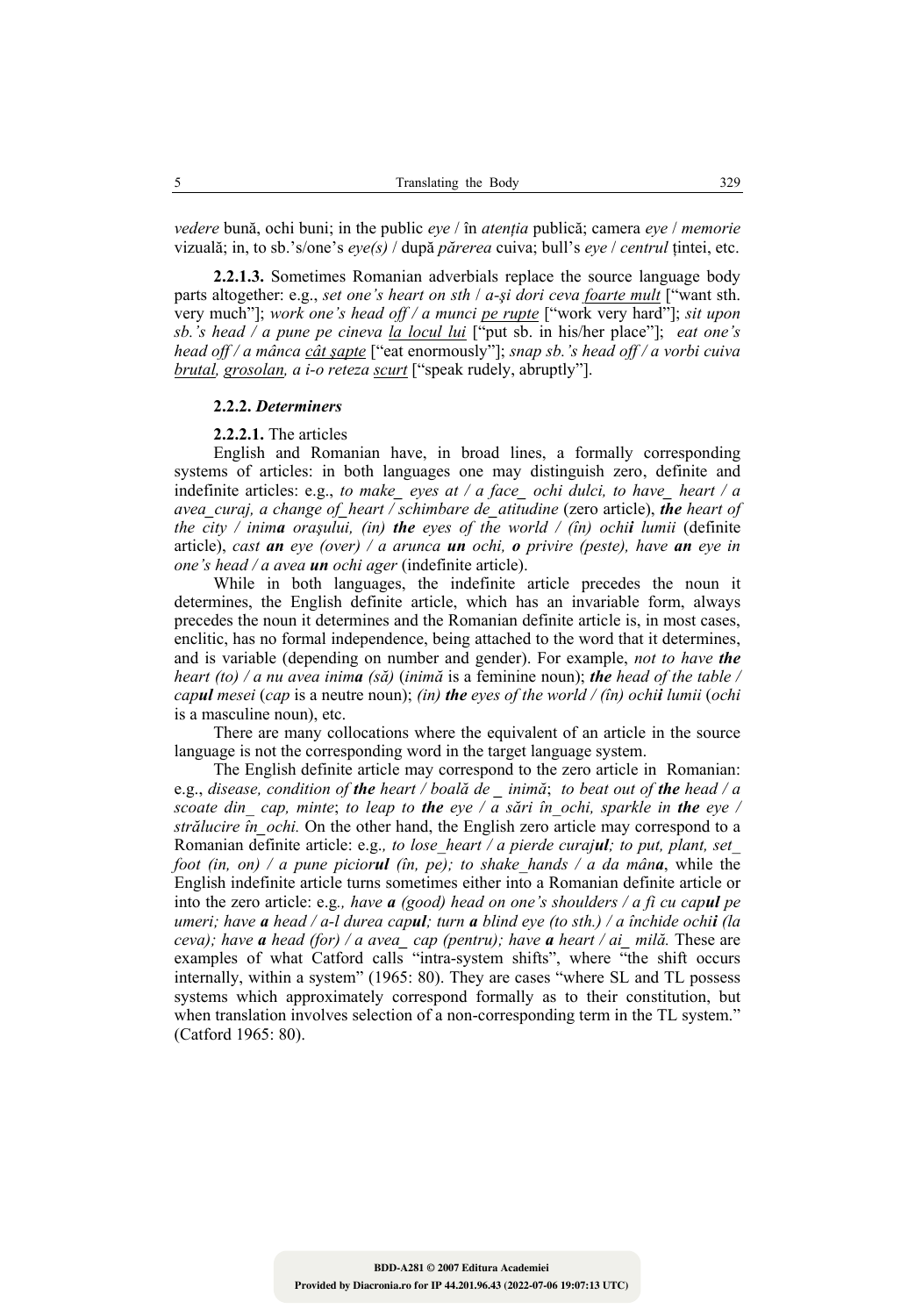*vedere* bună, ochi buni; in the public *eye* / în *atenția* publică; camera *eye* / *memorie* vizuală; in, to sb.'s/one's *eye(s)* / după *părerea* cuiva; bull's *eye* / *centrul* țintei, etc.

**2.2.1.3.** Sometimes Romanian adverbials replace the source language body parts altogether: e.g., *set one's heart on sth* / *a-şi dori ceva foarte mult* ["want sth. very much"]; *work one's head off / a munci pe rupte* ["work very hard"]; *sit upon sb.'s head / a pune pe cineva la locul lui* ["put sb. in his/her place"]; *eat one's head off / a mânca cât şapte* ["eat enormously"]; *snap sb.'s head off / a vorbi cuiva brutal, grosolan, a i-o reteza scurt* ["speak rudely, abruptly"].

**2.2.2.** ***Determiners***

**2.2.2.1.** The articles

English and Romanian have, in broad lines, a formally corresponding systems of articles: in both languages one may distinguish zero, definite and indefinite articles: e.g., *to make_ eyes at / a face_ ochi dulci, to have_ heart / a avea_curaj, a change of_heart / schimbare de_atitudine* (zero article), ***the*** *heart of the city / inim**a** oraşului, (in)* ***the*** *eyes of the world / (în) ochi**i** lumii* (definite article), *cast* ***an*** *eye (over) / a arunca* ***un*** *ochi,* ***o*** *privire (peste), have* ***an*** *eye in one's head / a avea* ***un*** *ochi ager* (indefinite article).

While in both languages, the indefinite article precedes the noun it determines, the English definite article, which has an invariable form, always precedes the noun it determines and the Romanian definite article is, in most cases, enclitic, has no formal independence, being attached to the word that it determines, and is variable (depending on number and gender). For example, *not to have* ***the*** *heart (to) / a nu avea inim**a** (să)* (*inimă* is a feminine noun); ***the*** *head of the table / cap**ul** mesei* (*cap* is a neutre noun); *(in)* ***the*** *eyes of the world / (în) ochi**i** lumii* (*ochi* is a masculine noun), etc.

There are many collocations where the equivalent of an article in the source language is not the corresponding word in the target language system.

The English definite article may correspond to the zero article in Romanian: e.g., *disease, condition of* ***the*** *heart / boală de _ inimă*; *to beat out of* ***the*** *head / a scoate din_ cap, minte*; *to leap to* ***the*** *eye / a sări în_ochi, sparkle in* ***the*** *eye / strălucire în_ochi.* On the other hand, the English zero article may correspond to a Romanian definite article: e.g.*, to lose_heart / a pierde curaj**ul**; to put, plant, set_ foot (in, on) / a pune picior**ul** (în, pe); to shake_hands / a da mân**a***, while the English indefinite article turns sometimes either into a Romanian definite article or into the zero article: e.g*., have* ***a*** *(good) head on one's shoulders / a fi cu cap**ul** pe umeri; have* ***a*** *head / a-l durea cap**ul**; turn* ***a*** *blind eye (to sth.) / a închide ochi**i** (la ceva); have* ***a*** *head (for) / a avea_ cap (pentru); have* ***a*** *heart / ai_ milă.* These are examples of what Catford calls "intra-system shifts", where "the shift occurs internally, within a system" (1965: 80). They are cases "where SL and TL possess systems which approximately correspond formally as to their constitution, but when translation involves selection of a non-corresponding term in the TL system." (Catford 1965: 80).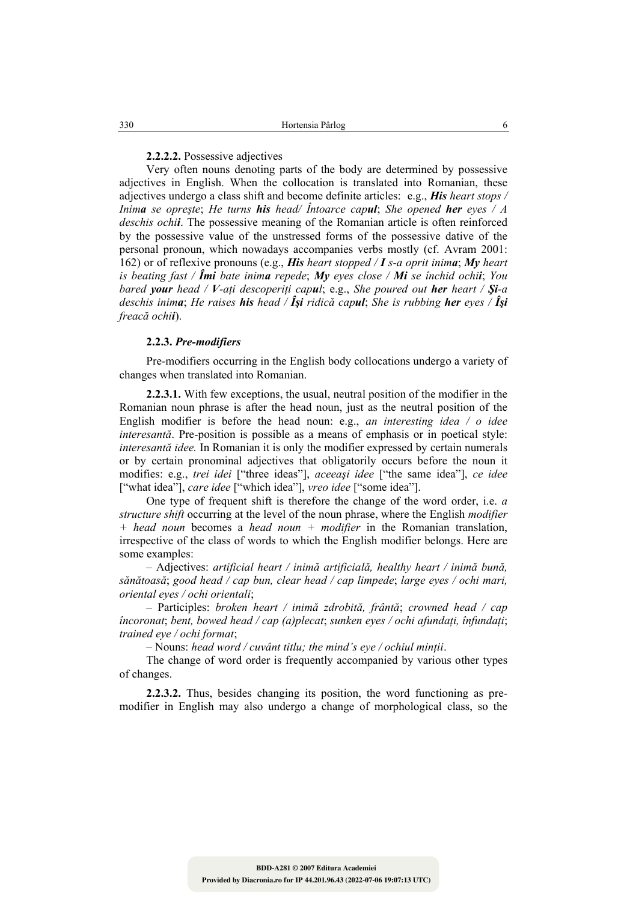**2.2.2.2.** Possessive adjectives

Very often nouns denoting parts of the body are determined by possessive adjectives in English. When the collocation is translated into Romanian, these adjectives undergo a class shift and become definite articles: e.g., ***His** heart stops / Inim**a** se oprește*; *He turns **his** head/ Întoarce cap**ul***; *She opened **her** eyes / A deschis ochi**i***. The possessive meaning of the Romanian article is often reinforced by the possessive value of the unstressed forms of the possessive dative of the personal pronoun, which nowadays accompanies verbs mostly (cf. Avram 2001: 162) or of reflexive pronouns (e.g., ***His** heart stopped / **I** s-a oprit inim**a***; ***My** heart is beating fast / **Îmi** bate inim**a** repede*; ***My** eyes close / **Mi** se închid ochi**i***; *You bared **your** head / **V**-ați descoperiți cap**ul***; e.g., *She poured out **her** heart / **Și**-a deschis inim**a***; *He raises **his** head / **Își** ridică cap**ul***; *She is rubbing **her** eyes / **Își** freacă ochi**i***).

**2.2.3.** ***Pre-modifiers***

Pre-modifiers occurring in the English body collocations undergo a variety of changes when translated into Romanian.

**2.2.3.1.** With few exceptions, the usual, neutral position of the modifier in the Romanian noun phrase is after the head noun, just as the neutral position of the English modifier is before the head noun: e.g., *an interesting idea / o idee interesantă*. Pre-position is possible as a means of emphasis or in poetical style: *interesantă idee.* In Romanian it is only the modifier expressed by certain numerals or by certain pronominal adjectives that obligatorily occurs before the noun it modifies: e.g., *trei idei* ["three ideas"], *aceeași idee* ["the same idea"], *ce idee* ["what idea"], *care idee* ["which idea"], *vreo idee* ["some idea"].

One type of frequent shift is therefore the change of the word order, i.e. *a structure shift* occurring at the level of the noun phrase, where the English *modifier + head noun* becomes a *head noun + modifier* in the Romanian translation, irrespective of the class of words to which the English modifier belongs. Here are some examples:

– Adjectives: *artificial heart / inimă artificială, healthy heart / inimă bună, sănătoasă*; *good head / cap bun, clear head / cap limpede*; *large eyes / ochi mari, oriental eyes / ochi orientali*;

– Participles: *broken heart / inimă zdrobită, frântă*; *crowned head / cap încoronat*; *bent, bowed head / cap (a)plecat*; *sunken eyes / ochi afundați, înfundați*; *trained eye / ochi format*;

– Nouns: *head word / cuvânt titlu; the mind's eye / ochiul minții*.

The change of word order is frequently accompanied by various other types of changes.

**2.2.3.2.** Thus, besides changing its position, the word functioning as pre-modifier in English may also undergo a change of morphological class, so the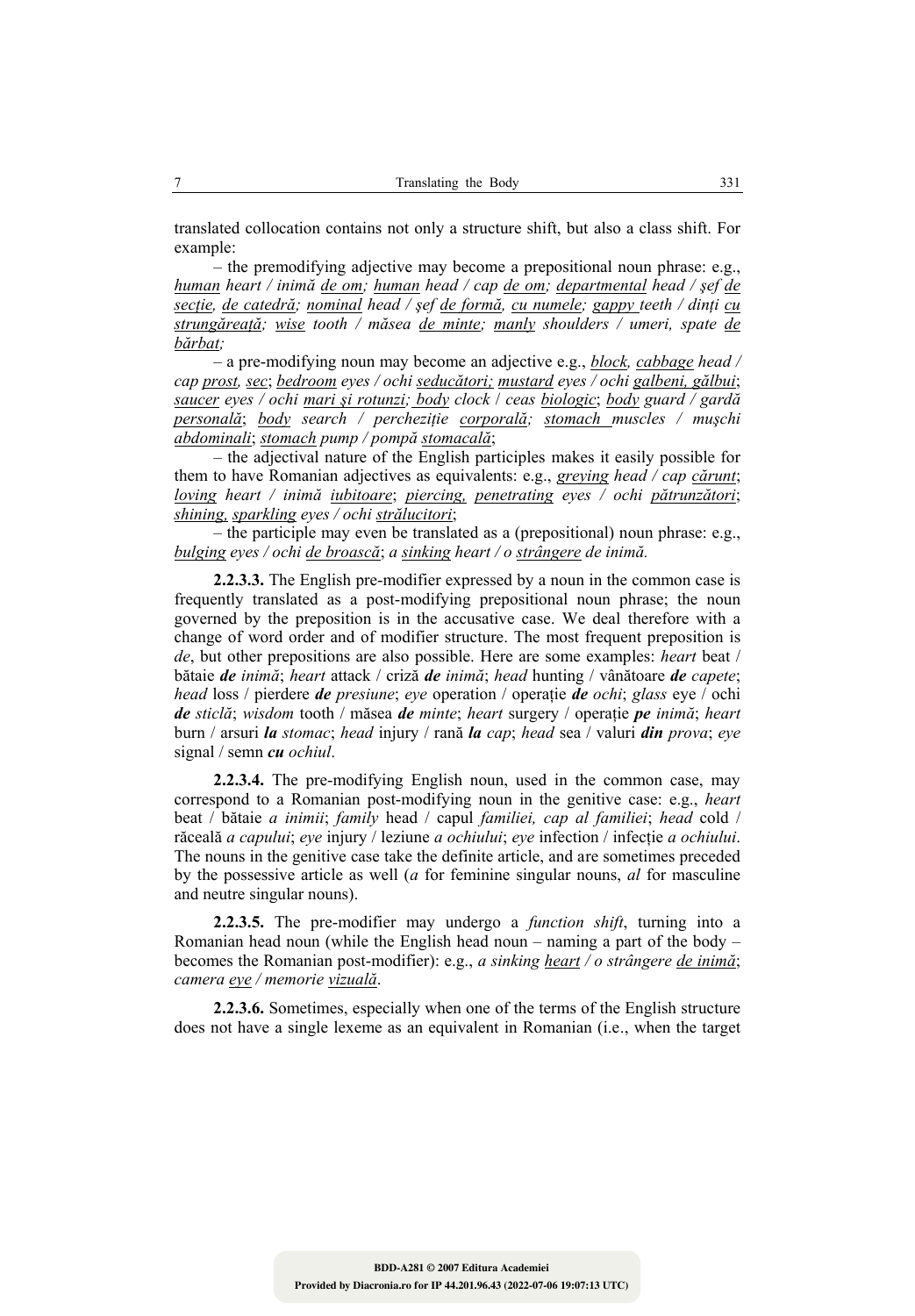translated collocation contains not only a structure shift, but also a class shift. For example:

– the premodifying adjective may become a prepositional noun phrase: e.g., <u>human</u> *heart / inimă* <u>*de om*</u>*;* <u>*human*</u> *head / cap* <u>*de om*</u>*;* <u>*departmental*</u> *head / şef* <u>*de secţie, de catedră*</u>*;* <u>*nominal*</u> *head / şef* <u>*de formă, cu numele*</u>*;* <u>*gappy*</u> *teeth / dinţi* <u>*cu strungăreaţă*</u>*;* <u>*wise*</u> *tooth / măsea* <u>*de minte*</u>*;* <u>*manly*</u> *shoulders / umeri, spate* <u>*de bărbat*</u>*;*

– a pre-modifying noun may become an adjective e.g., <u>*block, cabbage*</u> *head / cap* <u>*prost, sec*</u>; <u>*bedroom*</u> *eyes / ochi* <u>*seducători;*</u> <u>*mustard*</u> *eyes / ochi* <u>*galbeni, gălbui*</u>; <u>*saucer*</u> *eyes / ochi* <u>*mari şi rotunzi;*</u> <u>*body*</u> *clock* / *ceas* <u>*biologic*</u>; <u>*body*</u> *guard / gardă* <u>*personală*</u>; <u>*body*</u> *search / percheziţie* <u>*corporală;*</u> <u>*stomach*</u> *muscles / muşchi* <u>*abdominali*</u>; <u>*stomach*</u> *pump / pompă* <u>*stomacală*</u>;

– the adjectival nature of the English participles makes it easily possible for them to have Romanian adjectives as equivalents: e.g., <u>*greying*</u> *head / cap* <u>*cărunt*</u>; <u>*loving*</u> *heart / inimă* <u>*iubitoare*</u>; <u>*piercing, penetrating*</u> *eyes / ochi* <u>*pătrunzători*</u>; <u>*shining, sparkling*</u> *eyes / ochi* <u>*strălucitori*</u>;

– the participle may even be translated as a (prepositional) noun phrase: e.g., <u>*bulging*</u> *eyes / ochi* <u>*de broască*</u>; *a* <u>*sinking*</u> *heart / o* <u>*strângere*</u> *de inimă.*

**2.2.3.3.** The English pre-modifier expressed by a noun in the common case is frequently translated as a post-modifying prepositional noun phrase; the noun governed by the preposition is in the accusative case. We deal therefore with a change of word order and of modifier structure. The most frequent preposition is *de*, but other prepositions are also possible. Here are some examples: *heart* beat / bătaie ***de*** *inimă*; *heart* attack / criză ***de*** *inimă*; *head* hunting / vânătoare ***de*** *capete*; *head* loss / pierdere ***de*** *presiune*; *eye* operation / operaţie ***de*** *ochi*; *glass* eye / ochi ***de*** *sticlă*; *wisdom* tooth / măsea ***de*** *minte*; *heart* surgery / operaţie ***pe*** *inimă*; *heart* burn / arsuri ***la*** *stomac*; *head* injury / rană ***la*** *cap*; *head* sea / valuri ***din*** *prova*; *eye* signal / semn ***cu*** *ochiul*.

**2.2.3.4.** The pre-modifying English noun, used in the common case, may correspond to a Romanian post-modifying noun in the genitive case: e.g., *heart* beat / bătaie *a inimii*; *family* head / capul *familiei, cap al familiei*; *head* cold / răceală *a capului*; *eye* injury / leziune *a ochiului*; *eye* infection / infecţie *a ochiului*. The nouns in the genitive case take the definite article, and are sometimes preceded by the possessive article as well (*a* for feminine singular nouns, *al* for masculine and neutre singular nouns).

**2.2.3.5.** The pre-modifier may undergo a *function shift*, turning into a Romanian head noun (while the English head noun – naming a part of the body – becomes the Romanian post-modifier): e.g., *a sinking* <u>*heart*</u> */ o strângere* <u>*de inimă*</u>; *camera* <u>*eye*</u> */ memorie* <u>*vizuală*</u>.

**2.2.3.6.** Sometimes, especially when one of the terms of the English structure does not have a single lexeme as an equivalent in Romanian (i.e., when the target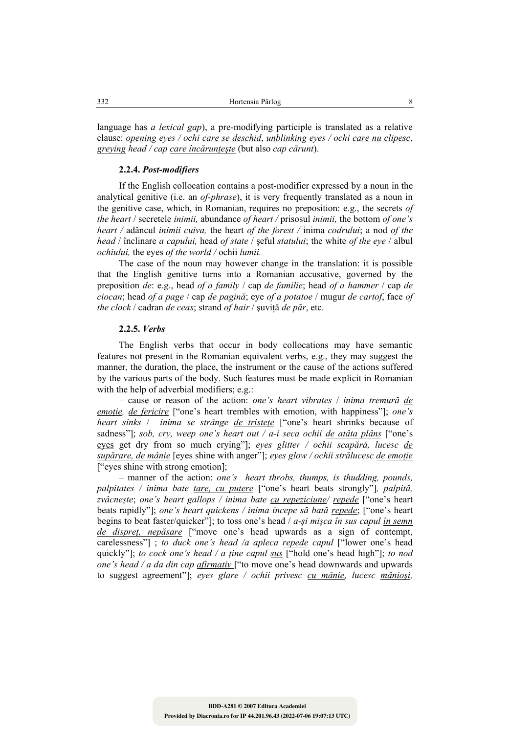language has *a lexical gap*), a pre-modifying participle is translated as a relative clause: *opening eyes / ochi care se deschid*, *unblinking eyes / ochi care nu clipesc*, *greying head / cap care încărunţeşte* (but also *cap cărunt*).

### 2.2.4. *Post-modifiers*

If the English collocation contains a post-modifier expressed by a noun in the analytical genitive (i.e. an *of-phrase*), it is very frequently translated as a noun in the genitive case, which, in Romanian, requires no preposition: e.g., the secrets *of the heart* / secretele *inimii,* abundance *of heart /* prisosul *inimii,* the bottom *of one's heart /* adâncul *inimii cuiva,* the heart *of the forest /* inima *codrului*; a nod *of the head* / înclinare *a capului,* head *of state* / şeful *statului*; the white *of the eye* / albul *ochiului,* the eyes *of the world /* ochii *lumii.*

The case of the noun may however change in the translation: it is possible that the English genitive turns into a Romanian accusative, governed by the preposition *de*: e.g., head *of a family* / cap *de familie*; head *of a hammer* / cap *de ciocan*; head *of a page* / cap *de pagină*; eye *of a potatoe* / mugur *de cartof*, face *of the clock* / cadran *de ceas*; strand *of hair* / şuviță *de păr*, etc.

### 2.2.5. *Verbs*

The English verbs that occur in body collocations may have semantic features not present in the Romanian equivalent verbs, e.g., they may suggest the manner, the duration, the place, the instrument or the cause of the actions suffered by the various parts of the body. Such features must be made explicit in Romanian with the help of adverbial modifiers; e.g.:

– cause or reason of the action: *one's heart vibrates* / *inima tremură de emoţie, de fericire* ["one's heart trembles with emotion, with happiness"]; *one's heart sinks* / *inima se strânge de tristeţe* ["one's heart shrinks because of sadness"]; *sob, cry, weep one's heart out / a-i seca ochii de atâta plâns* ["one's eyes get dry from so much crying"]; *eyes glitter / ochii scapără, lucesc de supărare, de mânie* [eyes shine with anger"]; *eyes glow / ochii strălucesc de emoţie* ["eyes shine with strong emotion];

– manner of the action: *one's heart throbs, thumps, is thudding, pounds, palpitates / inima bate tare, cu putere* ["one's heart beats strongly"]*, palpită, zvâcneşte*; *one's heart gallops / inima bate cu repeziciune/ repede* ["one's heart beats rapidly"]; *one's heart quickens / inima începe să bată repede*; ["one's heart begins to beat faster/quicker"]; to toss one's head / *a-şi mişca în sus capul în semn de dispreţ, nepăsare* ["move one's head upwards as a sign of contempt, carelessness"] ; *to duck one's head /a apleca repede capul* ["lower one's head quickly"]; *to cock one's head / a ține capul sus* ["hold one's head high"]; *to nod one's head / a da din cap afirmativ* ["to move one's head downwards and upwards to suggest agreement"]; *eyes glare / ochii privesc cu mânie, lucesc mânioşi,*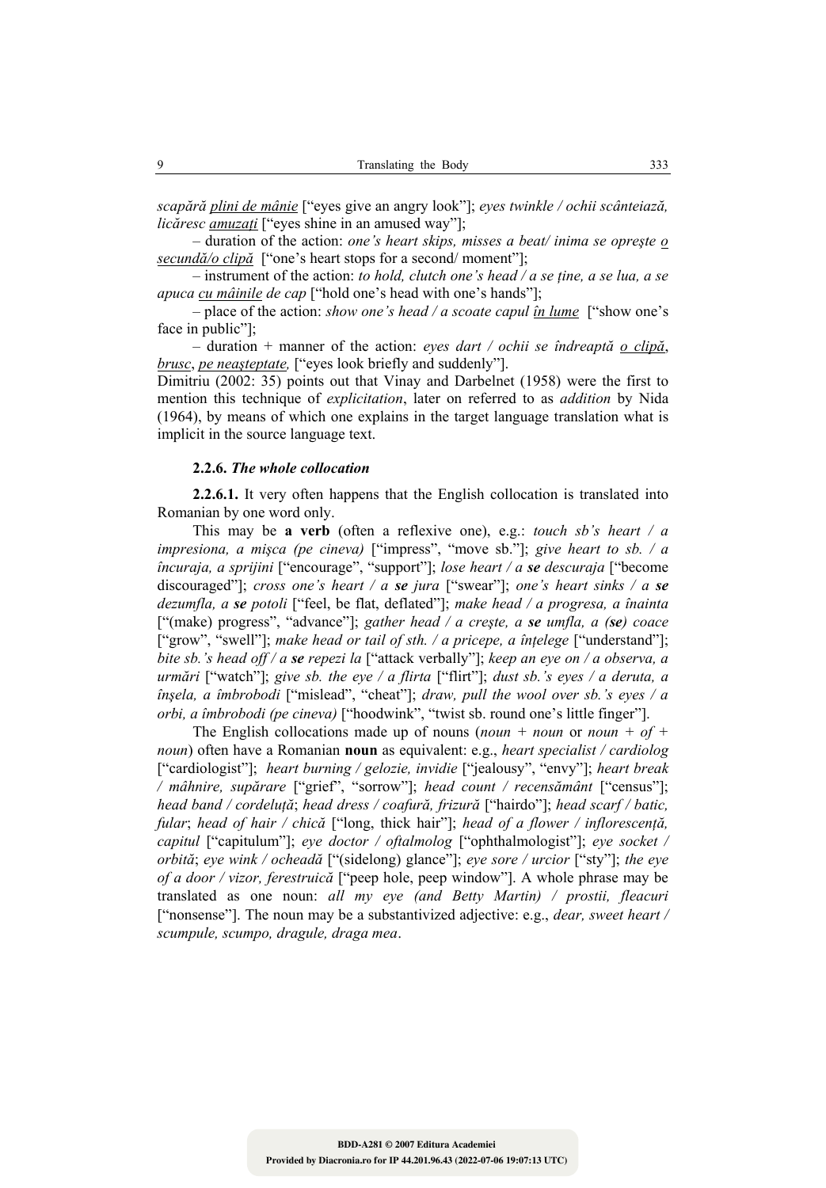*scapără* <u>*plini de mânie*</u> ["eyes give an angry look"]; *eyes twinkle / ochii scânteiază, licăresc* <u>*amuzați*</u> ["eyes shine in an amused way"];

– duration of the action: *one's heart skips, misses a beat/ inima se oprește* <u>*o secundă/o clipă*</u> ["one's heart stops for a second/ moment"];

– instrument of the action: *to hold, clutch one's head / a se ține, a se lua, a se apuca* <u>*cu mâinile*</u> *de cap* ["hold one's head with one's hands"];

– place of the action: *show one's head / a scoate capul* <u>*în lume*</u> ["show one's face in public"];

– duration + manner of the action: *eyes dart / ochii se îndreaptă* <u>*o clipă*</u>, <u>*brusc*</u>, <u>*pe neașteptate,*</u> ["eyes look briefly and suddenly"].

Dimitriu (2002: 35) points out that Vinay and Darbelnet (1958) were the first to mention this technique of *explicitation*, later on referred to as *addition* by Nida (1964), by means of which one explains in the target language translation what is implicit in the source language text.

#### 2.2.6. *The whole collocation*

**2.2.6.1.** It very often happens that the English collocation is translated into Romanian by one word only.

This may be **a verb** (often a reflexive one), e.g.: *touch sb's heart / a impresiona, a mișca (pe cineva)* ["impress", "move sb."]; *give heart to sb. / a încuraja, a sprijini* ["encourage", "support"]; *lose heart / a* ***se*** *descuraja* ["become discouraged"]; *cross one's heart / a* ***se*** *jura* ["swear"]; *one's heart sinks / a* ***se*** *dezumfla, a* ***se*** *potoli* ["feel, be flat, deflated"]; *make head / a progresa, a înainta* ["(make) progress", "advance"]; *gather head / a crește, a* ***se*** *umfla, a (****se****) coace* ["grow", "swell"]; *make head or tail of sth. / a pricepe, a înțelege* ["understand"]; *bite sb.'s head off / a* ***se*** *repezi la* ["attack verbally"]; *keep an eye on / a observa, a urmări* ["watch"]; *give sb. the eye / a flirta* ["flirt"]; *dust sb.'s eyes / a deruta, a înșela, a îmbrobodi* ["mislead", "cheat"]; *draw, pull the wool over sb.'s eyes / a orbi, a îmbrobodi (pe cineva)* ["hoodwink", "twist sb. round one's little finger"].

The English collocations made up of nouns (*noun + noun* or *noun + of + noun*) often have a Romanian **noun** as equivalent: e.g., *heart specialist / cardiolog* ["cardiologist"]; *heart burning / gelozie, invidie* ["jealousy", "envy"]; *heart break / mâhnire, supărare* ["grief", "sorrow"]; *head count / recensământ* ["census"]; *head band / cordeluță*; *head dress / coafură, frizură* ["hairdo"]; *head scarf / batic, fular*; *head of hair / chică* ["long, thick hair"]; *head of a flower / inflorescență, capitul* ["capitulum"]; *eye doctor / oftalmolog* ["ophthalmologist"]; *eye socket / orbită*; *eye wink / ocheadă* ["(sidelong) glance"]; *eye sore / urcior* ["sty"]; *the eye of a door / vizor, ferestruică* ["peep hole, peep window"]. A whole phrase may be translated as one noun: *all my eye (and Betty Martin) / prostii, fleacuri* ["nonsense"]. The noun may be a substantivized adjective: e.g., *dear, sweet heart / scumpule, scumpo, dragule, draga mea*.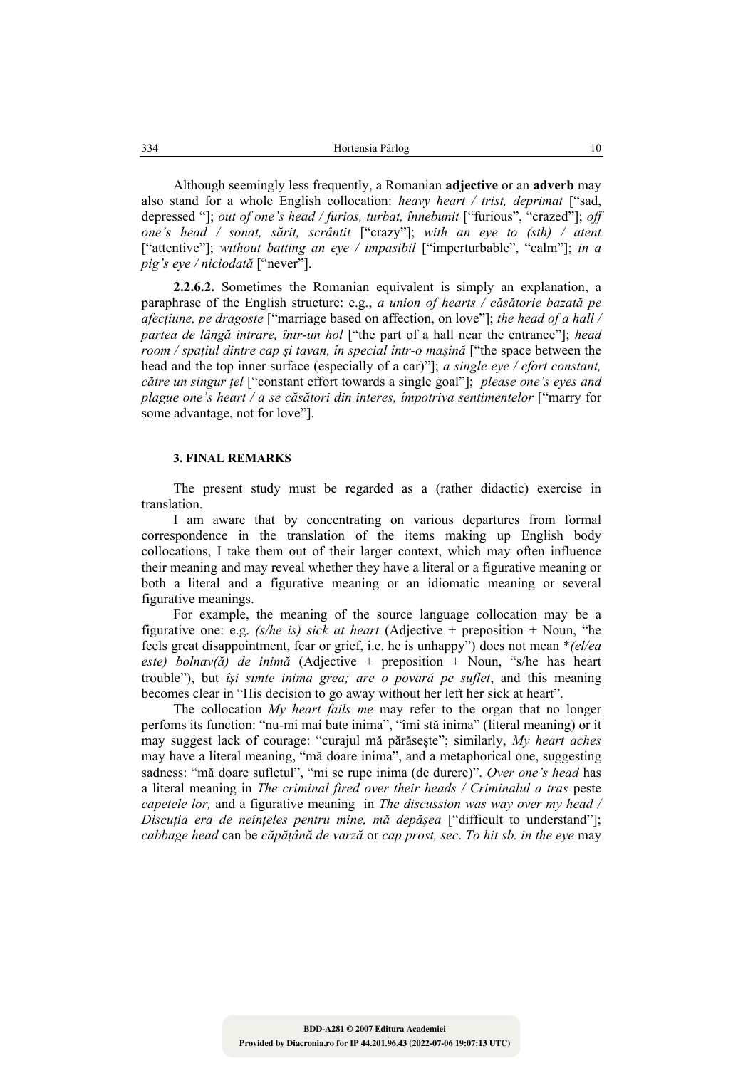Although seemingly less frequently, a Romanian **adjective** or an **adverb** may also stand for a whole English collocation: *heavy heart / trist, deprimat* ["sad, depressed "]; *out of one's head / furios, turbat, înnebunit* ["furious", "crazed"]; *off one's head / sonat, sărit, scrântit* ["crazy"]; *with an eye to (sth) / atent* ["attentive"]; *without batting an eye / impasibil* ["imperturbable", "calm"]; *in a pig's eye / niciodată* ["never"].

**2.2.6.2.** Sometimes the Romanian equivalent is simply an explanation, a paraphrase of the English structure: e.g., *a union of hearts / căsătorie bazată pe afecțiune, pe dragoste* ["marriage based on affection, on love"]; *the head of a hall / partea de lângă intrare, într-un hol* ["the part of a hall near the entrance"]; *head room / spațiul dintre cap şi tavan, în special într-o maşină* ["the space between the head and the top inner surface (especially of a car)"]; *a single eye / efort constant, către un singur țel* ["constant effort towards a single goal"]; *please one's eyes and plague one's heart / a se căsători din interes, împotriva sentimentelor* ["marry for some advantage, not for love"].

### 3. FINAL REMARKS

The present study must be regarded as a (rather didactic) exercise in translation.

I am aware that by concentrating on various departures from formal correspondence in the translation of the items making up English body collocations, I take them out of their larger context, which may often influence their meaning and may reveal whether they have a literal or a figurative meaning or both a literal and a figurative meaning or an idiomatic meaning or several figurative meanings.

For example, the meaning of the source language collocation may be a figurative one: e.g. *(s/he is) sick at heart* (Adjective + preposition + Noun, "he feels great disappointment, fear or grief, i.e. he is unhappy") does not mean **(el/ea este) bolnav(ă) de inimă* (Adjective + preposition + Noun, "s/he has heart trouble"), but *îşi simte inima grea; are o povară pe suflet*, and this meaning becomes clear in "His decision to go away without her left her sick at heart".

The collocation *My heart fails me* may refer to the organ that no longer perfoms its function: "nu-mi mai bate inima", "îmi stă inima" (literal meaning) or it may suggest lack of courage: "curajul mă părăseşte"; similarly, *My heart aches* may have a literal meaning, "mă doare inima", and a metaphorical one, suggesting sadness: "mă doare sufletul", "mi se rupe inima (de durere)". *Over one's head* has a literal meaning in *The criminal fired over their heads / Criminalul a tras* peste *capetele lor,* and a figurative meaning in *The discussion was way over my head / Discuția era de neînțeles pentru mine, mă depăşea* ["difficult to understand"]; *cabbage head* can be *căpățână de varză* or *cap prost, sec*. *To hit sb. in the eye* may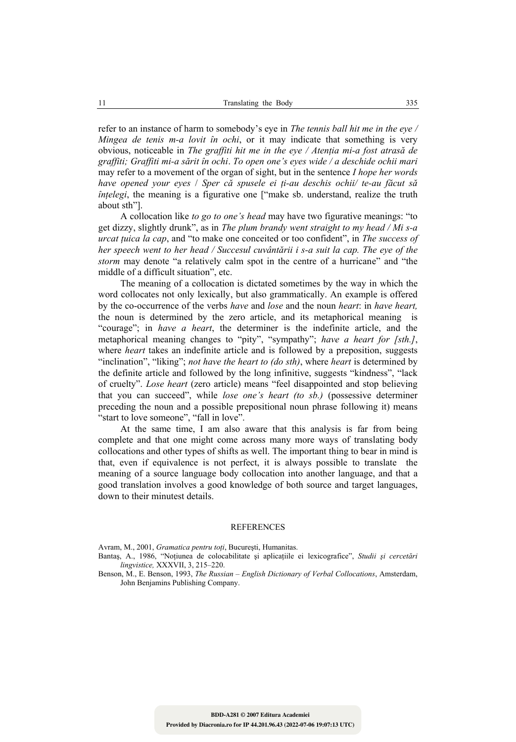refer to an instance of harm to somebody's eye in *The tennis ball hit me in the eye / Mingea de tenis m-a lovit în ochi*, or it may indicate that something is very obvious, noticeable in *The graffiti hit me in the eye / Atenția mi-a fost atrasă de graffiti; Graffiti mi-a sărit în ochi*. *To open one's eyes wide / a deschide ochii mari* may refer to a movement of the organ of sight, but in the sentence *I hope her words have opened your eyes* / *Sper că spusele ei ți-au deschis ochii/ te-au făcut să înțelegi*, the meaning is a figurative one ["make sb. understand, realize the truth about sth"].

A collocation like *to go to one's head* may have two figurative meanings: "to get dizzy, slightly drunk", as in *The plum brandy went straight to my head / Mi s-a urcat țuica la cap*, and "to make one conceited or too confident", in *The success of her speech went to her head / Succesul cuvântării i s-a suit la cap. The eye of the storm* may denote "a relatively calm spot in the centre of a hurricane" and "the middle of a difficult situation", etc.

The meaning of a collocation is dictated sometimes by the way in which the word collocates not only lexically, but also grammatically. An example is offered by the co-occurrence of the verbs *have* and *lose* and the noun *heart*: in *have heart,* the noun is determined by the zero article, and its metaphorical meaning is "courage"; in *have a heart*, the determiner is the indefinite article, and the metaphorical meaning changes to "pity", "sympathy"; *have a heart for [sth.]*, where *heart* takes an indefinite article and is followed by a preposition, suggests "inclination", "liking"; *not have the heart to (do sth)*, where *heart* is determined by the definite article and followed by the long infinitive, suggests "kindness", "lack of cruelty". *Lose heart* (zero article) means "feel disappointed and stop believing that you can succeed", while *lose one's heart (to sb.)* (possessive determiner preceding the noun and a possible prepositional noun phrase following it) means "start to love someone", "fall in love".

At the same time, I am also aware that this analysis is far from being complete and that one might come across many more ways of translating body collocations and other types of shifts as well. The important thing to bear in mind is that, even if equivalence is not perfect, it is always possible to translate the meaning of a source language body collocation into another language, and that a good translation involves a good knowledge of both source and target languages, down to their minutest details.

## REFERENCES

Avram, M., 2001, *Gramatica pentru toți*, București, Humanitas.

Bantaș, A., 1986, "Noțiunea de colocabilitate și aplicațiile ei lexicografice", *Studii și cercetări lingvistice,* XXXVII, 3, 215–220.

Benson, M., E. Benson, 1993, *The Russian – English Dictionary of Verbal Collocations*, Amsterdam, John Benjamins Publishing Company.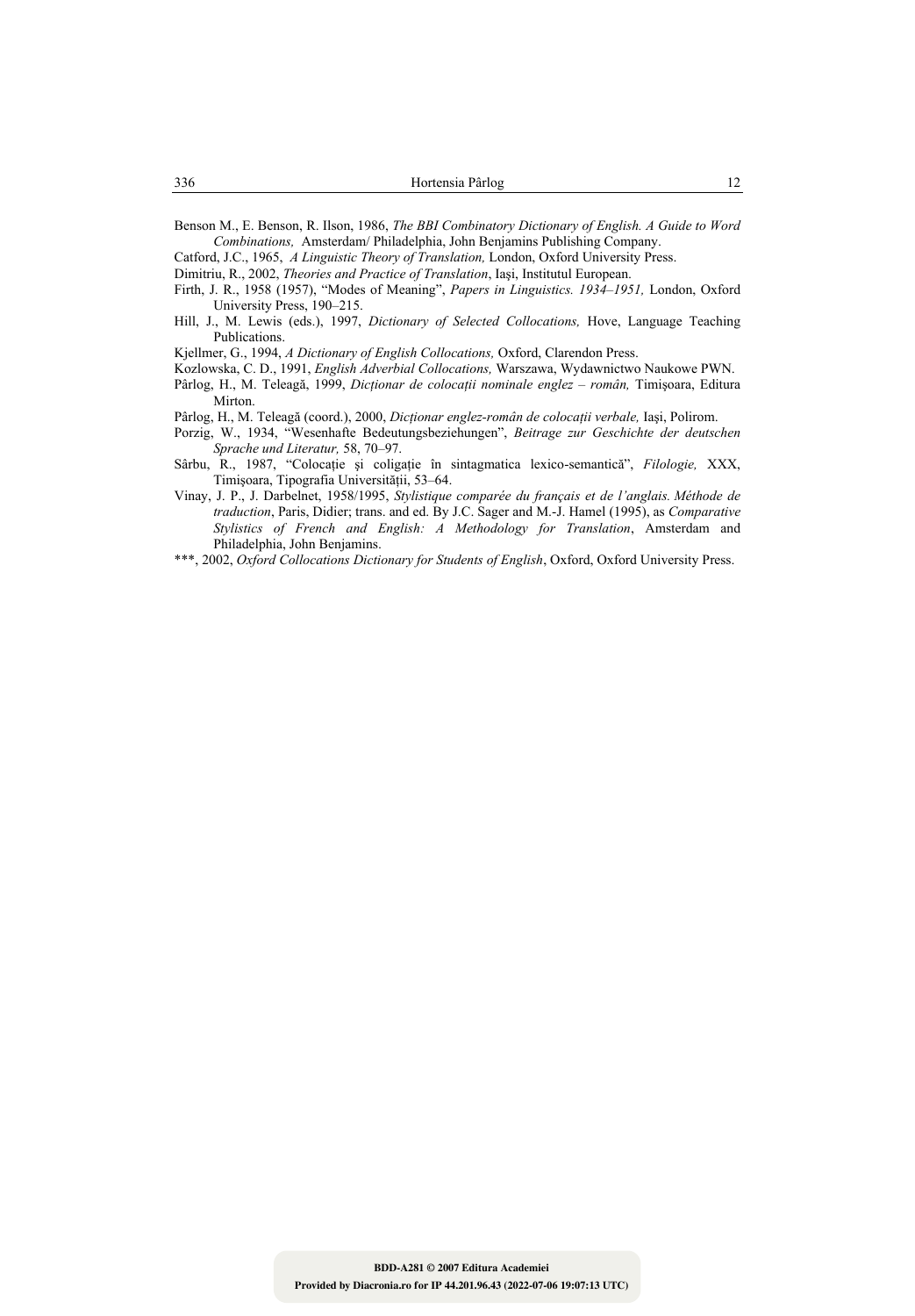Benson M., E. Benson, R. Ilson, 1986, *The BBI Combinatory Dictionary of English. A Guide to Word Combinations,* Amsterdam/ Philadelphia, John Benjamins Publishing Company.

Catford, J.C., 1965, *A Linguistic Theory of Translation,* London, Oxford University Press.

Dimitriu, R., 2002, *Theories and Practice of Translation*, Iaşi, Institutul European.

Firth, J. R., 1958 (1957), "Modes of Meaning", *Papers in Linguistics. 1934–1951,* London, Oxford University Press, 190–215.

Hill, J., M. Lewis (eds.), 1997, *Dictionary of Selected Collocations,* Hove, Language Teaching Publications.

Kjellmer, G., 1994, *A Dictionary of English Collocations,* Oxford, Clarendon Press.

Kozlowska, C. D., 1991, *English Adverbial Collocations,* Warszawa, Wydawnictwo Naukowe PWN.

Pârlog, H., M. Teleagă, 1999, *Dicționar de colocații nominale englez – român,* Timişoara, Editura Mirton.

Pârlog, H., M. Teleagă (coord.), 2000, *Dicționar englez-român de colocații verbale,* Iaşi, Polirom.

Porzig, W., 1934, "Wesenhafte Bedeutungsbeziehungen", *Beitrage zur Geschichte der deutschen Sprache und Literatur,* 58, 70–97.

Sârbu, R., 1987, "Colocație şi coligație în sintagmatica lexico-semantică", *Filologie,* XXX, Timişoara, Tipografia Universității, 53–64.

Vinay, J. P., J. Darbelnet, 1958/1995, *Stylistique comparée du français et de l'anglais. Méthode de traduction*, Paris, Didier; trans. and ed. By J.C. Sager and M.-J. Hamel (1995), as *Comparative Stylistics of French and English: A Methodology for Translation*, Amsterdam and Philadelphia, John Benjamins.

***, 2002, *Oxford Collocations Dictionary for Students of English*, Oxford, Oxford University Press.